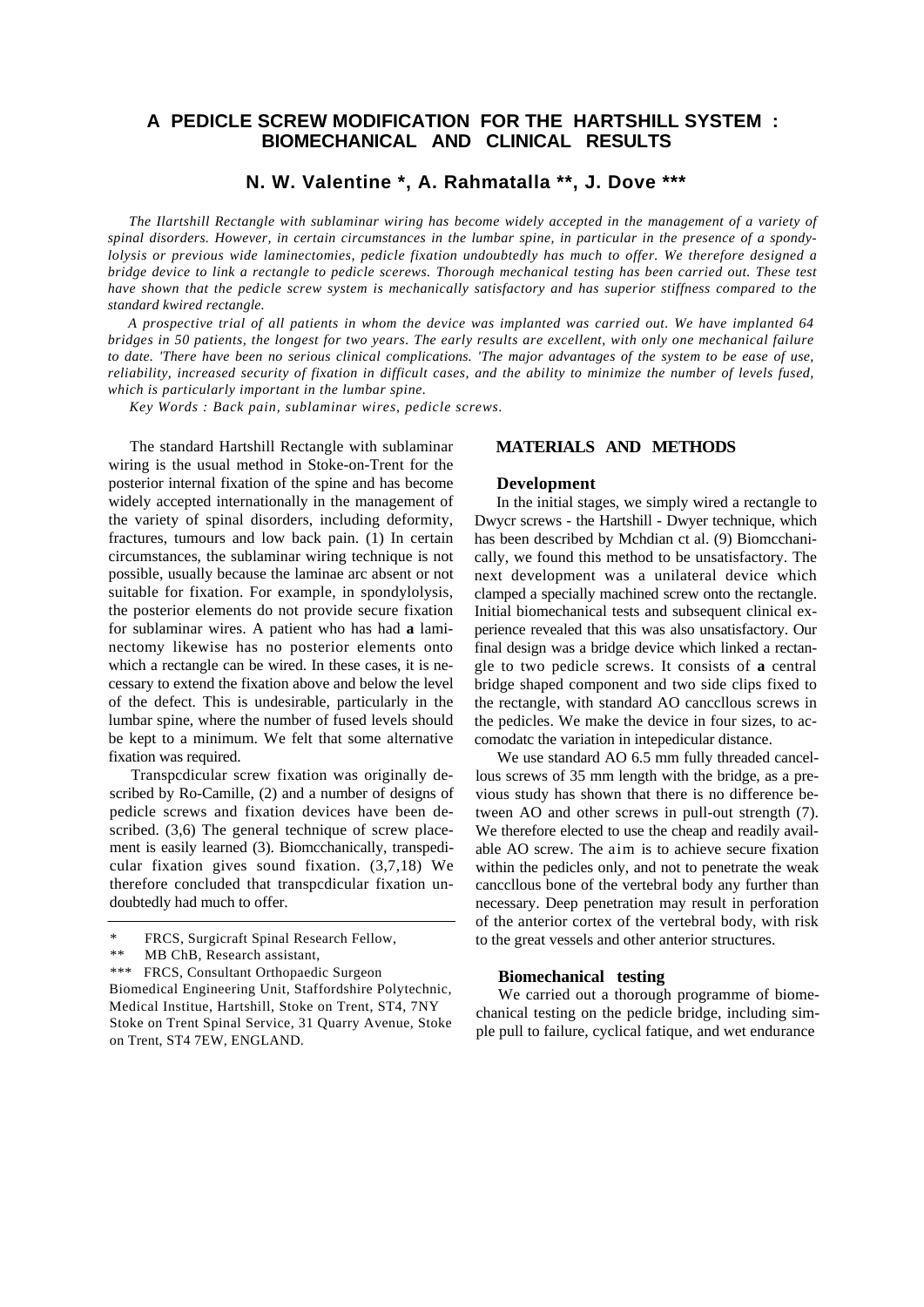# A PEDICLE SCREW MODIFICATION FOR THE HARTSHILL SYSTEM : BIOMECHANICAL AND CLINICAL RESULTS

## N. W. Valentine *, A. Rahmatalla **, J. Dove ***

*The Ilartshill Rectangle with sublaminar wiring has become widely accepted in the management of a variety of spinal disorders. However, in certain circumstances in the lumbar spine, in particular in the presence of a spondylolysis or previous wide laminectomies, pedicle fixation undoubtedly has much to offer. We therefore designed a bridge device to link a rectangle to pedicle scerews. Thorough mechanical testing has been carried out. These test have shown that the pedicle screw system is mechanically satisfactory and has superior stiffness compared to the standard kwired rectangle.*

*A prospective trial of all patients in whom the device was implanted was carried out. We have implanted 64 bridges in 50 patients, the longest for two years. The early results are excellent, with only one mechanical failure to date. 'There have been no serious clinical complications. 'The major advantages of the system to be ease of use, reliability, increased security of fixation in difficult cases, and the ability to minimize the number of levels fused, which is particularly important in the lumbar spine.*

*Key Words : Back pain, sublaminar wires, pedicle screws.*

The standard Hartshill Rectangle with sublaminar wiring is the usual method in Stoke-on-Trent for the posterior internal fixation of the spine and has become widely accepted internationally in the management of the variety of spinal disorders, including deformity, fractures, tumours and low back pain. (1) In certain circumstances, the sublaminar wiring technique is not possible, usually because the laminae arc absent or not suitable for fixation. For example, in spondylolysis, the posterior elements do not provide secure fixation for sublaminar wires. A patient who has had **a** laminectomy likewise has no posterior elements onto which a rectangle can be wired. In these cases, it is necessary to extend the fixation above and below the level of the defect. This is undesirable, particularly in the lumbar spine, where the number of fused levels should be kept to a minimum. We felt that some alternative fixation was required.

Transpcdicular screw fixation was originally described by Ro-Camille, (2) and a number of designs of pedicle screws and fixation devices have been described. (3,6) The general technique of screw placement is easily learned (3). Biomcchanically, transpedicular fixation gives sound fixation. (3,7,18) We therefore concluded that transpcdicular fixation undoubtedly had much to offer.

\* FRCS, Surgicraft Spinal Research Fellow,
\*\* MB ChB, Research assistant,
\*\*\* FRCS, Consultant Orthopaedic Surgeon
Biomedical Engineering Unit, Staffordshire Polytechnic, Medical Institue, Hartshill, Stoke on Trent, ST4, 7NY Stoke on Trent Spinal Service, 31 Quarry Avenue, Stoke on Trent, ST4 7EW, ENGLAND.

## MATERIALS AND METHODS

### Development

In the initial stages, we simply wired a rectangle to Dwycr screws - the Hartshill - Dwyer technique, which has been described by Mchdian ct al. (9) Biomcchanically, we found this method to be unsatisfactory. The next development was a unilateral device which clamped a specially machined screw onto the rectangle. Initial biomechanical tests and subsequent clinical experience revealed that this was also unsatisfactory. Our final design was a bridge device which linked a rectangle to two pedicle screws. It consists of **a** central bridge shaped component and two side clips fixed to the rectangle, with standard AO canccllous screws in the pedicles. We make the device in four sizes, to accomodatc the variation in intepedicular distance.

We use standard AO 6.5 mm fully threaded cancellous screws of 35 mm length with the bridge, as a previous study has shown that there is no difference between AO and other screws in pull-out strength (7). We therefore elected to use the cheap and readily available AO screw. The aim is to achieve secure fixation within the pedicles only, and not to penetrate the weak canccllous bone of the vertebral body any further than necessary. Deep penetration may result in perforation of the anterior cortex of the vertebral body, with risk to the great vessels and other anterior structures.

### Biomechanical testing

We carried out a thorough programme of biomechanical testing on the pedicle bridge, including simple pull to failure, cyclical fatique, and wet endurance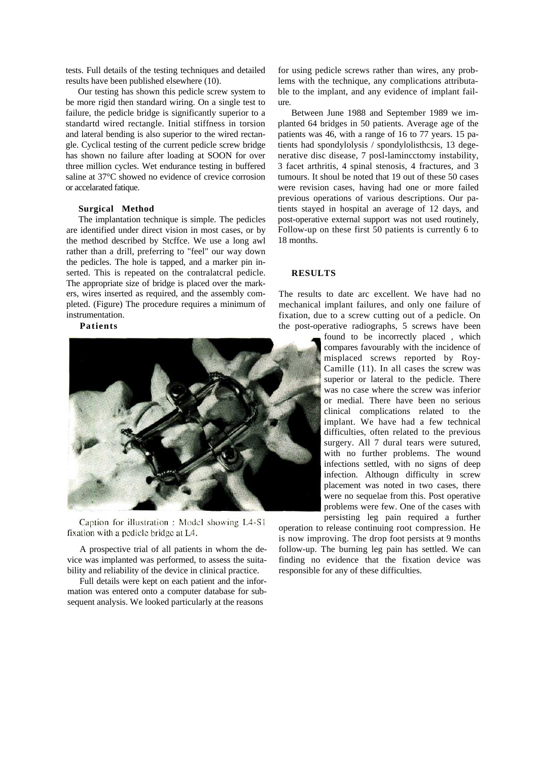tests. Full details of the testing techniques and detailed results have been published elsewhere (10).

Our testing has shown this pedicle screw system to be more rigid then standard wiring. On a single test to failure, the pedicle bridge is significantly superior to a standartd wired rectangle. Initial stiffness in torsion and lateral bending is also superior to the wired rectangle. Cyclical testing of the current pedicle screw bridge has shown no failure after loading at SOON for over three million cycles. Wet endurance testing in buffered saline at 37°C showed no evidence of crevice corrosion or accelarated fatique.

### Surgical Method

The implantation technique is simple. The pedicles are identified under direct vision in most cases, or by the method described by Stcffce. We use a long awl rather than a drill, preferring to "feel" our way down the pedicles. The hole is tapped, and a marker pin inserted. This is repeated on the contralatcral pedicle. The appropriate size of bridge is placed over the markers, wires inserted as required, and the assembly completed. (Figure) The procedure requires a minimum of instrumentation.

### Patients

Caption for illustration : Model showing L4-S1 fixation with a pedicle bridge at L4.

A prospective trial of all patients in whom the device was implanted was performed, to assess the suitability and reliability of the device in clinical practice.

Full details were kept on each patient and the information was entered onto a computer database for subsequent analysis. We looked particularly at the reasons for using pedicle screws rather than wires, any problems with the technique, any complications attributable to the implant, and any evidence of implant failure.

Between June 1988 and September 1989 we implanted 64 bridges in 50 patients. Average age of the patients was 46, with a range of 16 to 77 years. 15 patients had spondylolysis / spondylolisthcsis, 13 degenerative disc disease, 7 posl-lamincctomy instability, 3 facet arthritis, 4 spinal stenosis, 4 fractures, and 3 tumours. It shoul be noted that 19 out of these 50 cases were revision cases, having had one or more failed previous operations of various descriptions. Our patients stayed in hospital an average of 12 days, and post-operative external support was not used routinely, Follow-up on these first 50 patients is currently 6 to 18 months.

## RESULTS

The results to date arc excellent. We have had no mechanical implant failures, and only one failure of fixation, due to a screw cutting out of a pedicle. On the post-operative radiographs, 5 screws have been found to be incorrectly placed , which compares favourably with the incidence of misplaced screws reported by Roy-Camille (11). In all cases the screw was superior or lateral to the pedicle. There was no case where the screw was inferior or medial. There have been no serious clinical complications related to the implant. We have had a few technical difficulties, often related to the previous surgery. All 7 dural tears were sutured, with no further problems. The wound infections settled, with no signs of deep infection. Althougn difficulty in screw placement was noted in two cases, there were no sequelae from this. Post operative problems were few. One of the cases with persisting leg pain required a further operation to release continuing root compression. He is now improving. The drop foot persists at 9 months follow-up. The burning leg pain has settled. We can finding no evidence that the fixation device was responsible for any of these difficulties.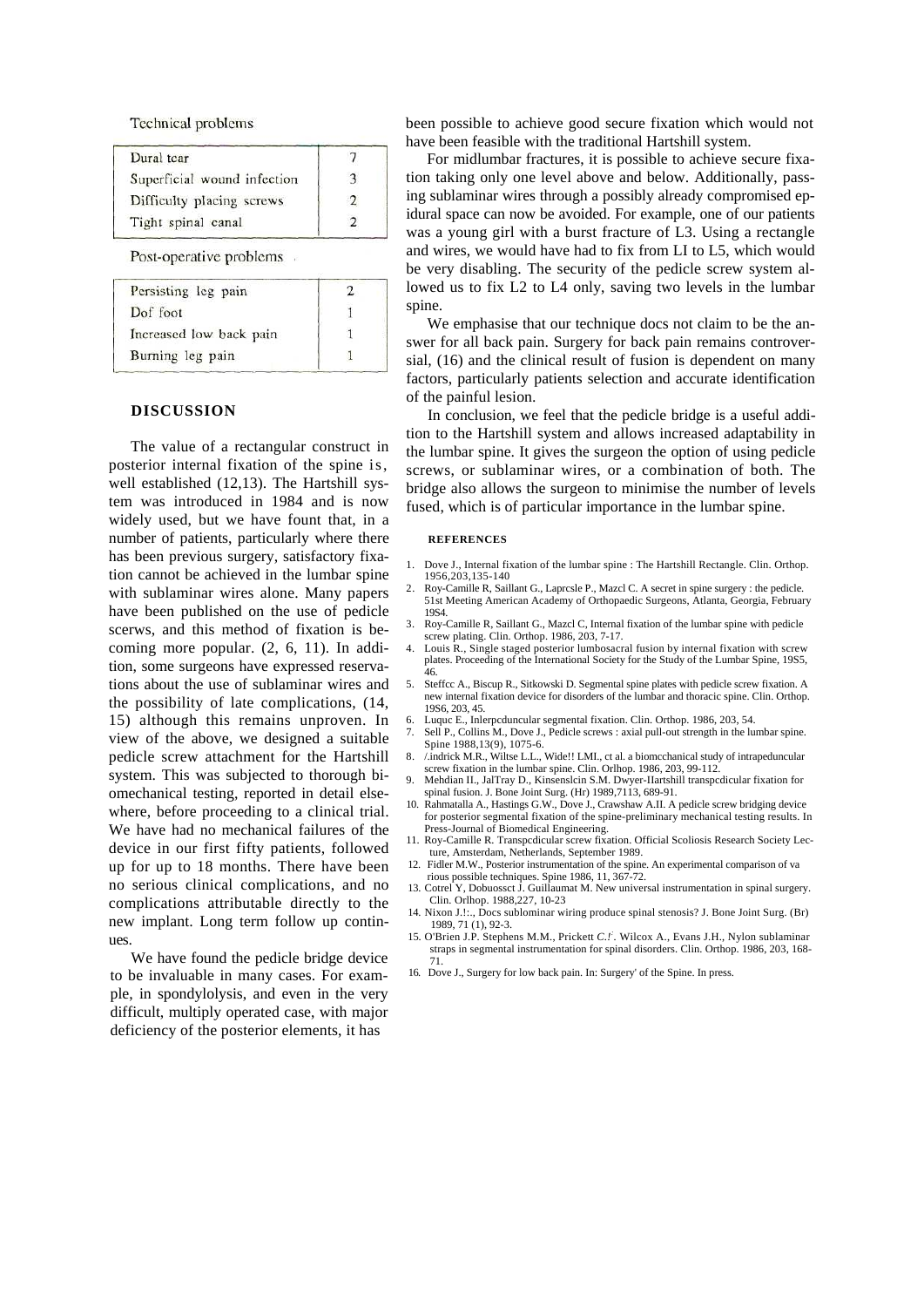Technical problems

| | |
|---|---|
| Dural tear | 7 |
| Superficial wound infection | 3 |
| Difficulty placing screws | 2 |
| Tight spinal canal | 2 |

Post-operative problems

| | |
|---|---|
| Persisting leg pain | 2 |
| Dof foot | 1 |
| Increased low back pain | 1 |
| Burning leg pain | 1 |

## DISCUSSION

The value of a rectangular construct in posterior internal fixation of the spine is, well established (12,13). The Hartshill system was introduced in 1984 and is now widely used, but we have fount that, in a number of patients, particularly where there has been previous surgery, satisfactory fixation cannot be achieved in the lumbar spine with sublaminar wires alone. Many papers have been published on the use of pedicle scerws, and this method of fixation is becoming more popular. (2, 6, 11). In addition, some surgeons have expressed reservations about the use of sublaminar wires and the possibility of late complications, (14, 15) although this remains unproven. In view of the above, we designed a suitable pedicle screw attachment for the Hartshill system. This was subjected to thorough biomechanical testing, reported in detail elsewhere, before proceeding to a clinical trial. We have had no mechanical failures of the device in our first fifty patients, followed up for up to 18 months. There have been no serious clinical complications, and no complications attributable directly to the new implant. Long term follow up continues.

We have found the pedicle bridge device to be invaluable in many cases. For example, in spondylolysis, and even in the very difficult, multiply operated case, with major deficiency of the posterior elements, it has been possible to achieve good secure fixation which would not have been feasible with the traditional Hartshill system.

For midlumbar fractures, it is possible to achieve secure fixation taking only one level above and below. Additionally, passing sublaminar wires through a possibly already compromised epidural space can now be avoided. For example, one of our patients was a young girl with a burst fracture of L3. Using a rectangle and wires, we would have had to fix from LI to L5, which would be very disabling. The security of the pedicle screw system allowed us to fix L2 to L4 only, saving two levels in the lumbar spine.

We emphasise that our technique docs not claim to be the answer for all back pain. Surgery for back pain remains controversial, (16) and the clinical result of fusion is dependent on many factors, particularly patients selection and accurate identification of the painful lesion.

In conclusion, we feel that the pedicle bridge is a useful addition to the Hartshill system and allows increased adaptability in the lumbar spine. It gives the surgeon the option of using pedicle screws, or sublaminar wires, or a combination of both. The bridge also allows the surgeon to minimise the number of levels fused, which is of particular importance in the lumbar spine.

### REFERENCES

1. Dove J., Internal fixation of the lumbar spine : The Hartshill Rectangle. Clin. Orthop. 1956,203,135-140
2. Roy-Camille R, Saillant G., Laprcsle P., Mazcl C. A secret in spine surgery : the pedicle. 51st Meeting American Academy of Orthopaedic Surgeons, Atlanta, Georgia, February 19S4.
3. Roy-Camille R, Saillant G., Mazcl C, Internal fixation of the lumbar spine with pedicle screw plating. Clin. Orthop. 1986, 203, 7-17.
4. Louis R., Single staged posterior lumbosacral fusion by internal fixation with screw plates. Proceeding of the International Society for the Study of the Lumbar Spine, 19S5, 46.
5. Steffcc A., Biscup R., Sitkowski D. Segmental spine plates with pedicle screw fixation. A new internal fixation device for disorders of the lumbar and thoracic spine. Clin. Orthop. 19S6, 203, 45.
6. Luquc E., Inlerpcduncular segmental fixation. Clin. Orthop. 1986, 203, 54.
7. Sell P., Collins M., Dove J., Pedicle screws : axial pull-out strength in the lumbar spine. Spine 1988,13(9), 1075-6.
8. /.indrick M.R., Wiltse L.L., Wide!! LMI., ct al. a biomcchanical study of intrapeduncular screw fixation in the lumbar spine. Clin. Orlhop. 1986, 203, 99-112.
9. Mehdian II., Jal'Tray D., Kinsenslcin S.M. Dwyer-Ilartshill transpcdicular fixation for spinal fusion. J. Bone Joint Surg. (Hr) 1989,7113, 689-91.
10. Rahmatalla A., Hastings G.W., Dove J., Crawshaw A.II. A pedicle screw bridging device for posterior segmental fixation of the spine-preliminary mechanical testing results. In Press-Journal of Biomedical Engineering.
11. Roy-Camille R. Transpcdicular screw fixation. Official Scoliosis Research Society Lecture, Amsterdam, Netherlands, September 1989.
12. Fidler M.W., Posterior instrumentation of the spine. An experimental comparison of va rious possible techniques. Spine 1986, 11, 367-72.
13. Cotrel Y, Dobuossct J. Guillaumat M. New universal instrumentation in spinal surgery. Clin. Orlhop. 1988,227, 10-23
14. Nixon J.!:., Docs sublominar wiring produce spinal stenosis? J. Bone Joint Surg. (Br) 1989, 71 (1), 92-3.
15. O'Brien J.P. Stephens M.M., Prickett C.f'. Wilcox A., Evans J.H., Nylon sublaminar straps in segmental instrumentation for spinal disorders. Clin. Orthop. 1986, 203, 168-71.
16. Dove J., Surgery for low back pain. In: Surgery' of the Spine. In press.